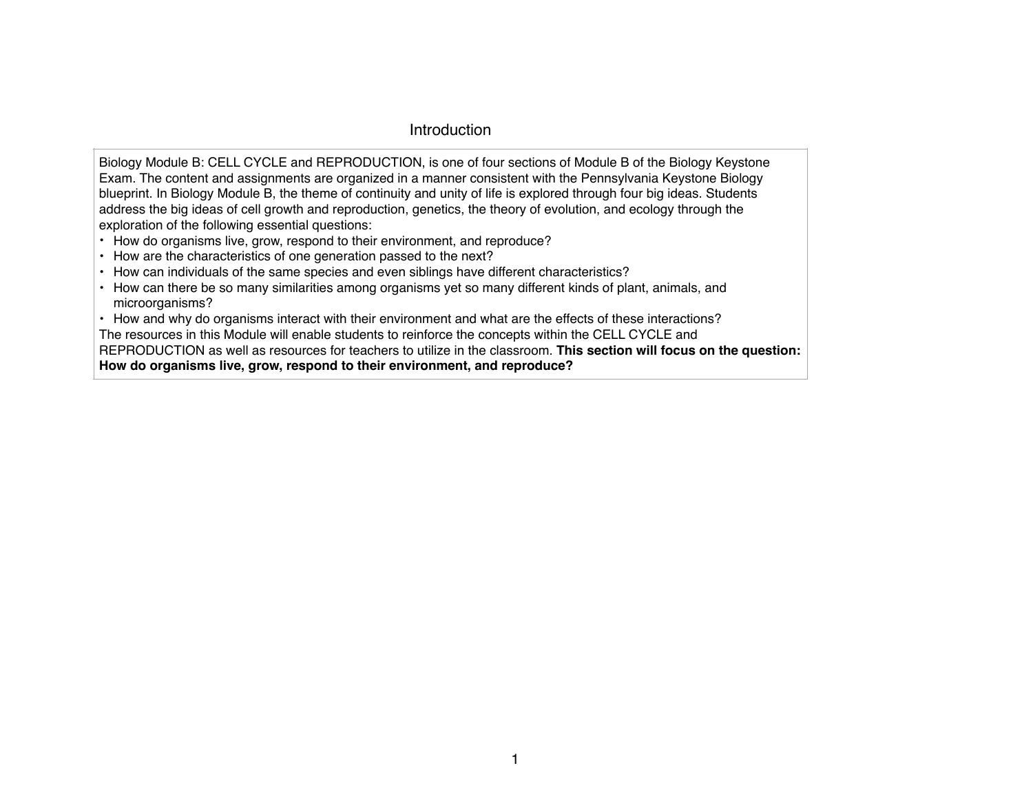# Introduction

Biology Module B: CELL CYCLE and REPRODUCTION, is one of four sections of Module B of the Biology Keystone Exam. The content and assignments are organized in a manner consistent with the Pennsylvania Keystone Biology blueprint. In Biology Module B, the theme of continuity and unity of life is explored through four big ideas. Students address the big ideas of cell growth and reproduction, genetics, the theory of evolution, and ecology through the exploration of the following essential questions:

- How do organisms live, grow, respond to their environment, and reproduce?
- How are the characteristics of one generation passed to the next?
- How can individuals of the same species and even siblings have different characteristics?
- How can there be so many similarities among organisms yet so many different kinds of plant, animals, and microorganisms?
- How and why do organisms interact with their environment and what are the effects of these interactions?

The resources in this Module will enable students to reinforce the concepts within the CELL CYCLE and REPRODUCTION as well as resources for teachers to utilize in the classroom. **This section will focus on the question: How do organisms live, grow, respond to their environment, and reproduce?**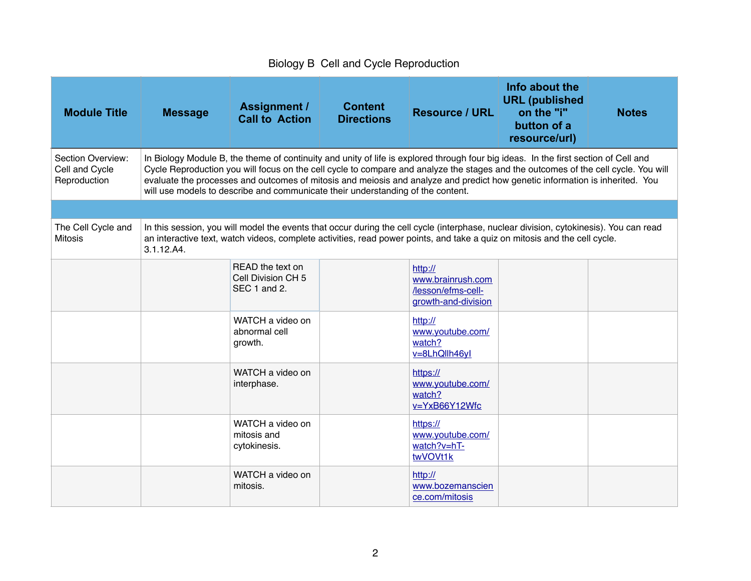# Biology B Cell and Cycle Reproduction

| Module Title | Message | Assignment / Call to Action | Content Directions | Resource / URL | Info about the URL (published on the "i" button of a resource/url) | Notes |
|---|---|---|---|---|---|---|
| Section Overview: Cell and Cycle Reproduction | In Biology Module B, the theme of continuity and unity of life is explored through four big ideas. In the first section of Cell and Cycle Reproduction you will focus on the cell cycle to compare and analyze the stages and the outcomes of the cell cycle. You will evaluate the processes and outcomes of mitosis and meiosis and analyze and predict how genetic information is inherited. You will use models to describe and communicate their understanding of the content. | | | | | |
| | | | | | | |
| The Cell Cycle and Mitosis | In this session, you will model the events that occur during the cell cycle (interphase, nuclear division, cytokinesis). You can read an interactive text, watch videos, complete activities, read power points, and take a quiz on mitosis and the cell cycle. 3.1.12.A4. | | | | | |
| | | READ the text on Cell Division CH 5 SEC 1 and 2. | | http://www.brainrush.com/lesson/efms-cell-growth-and-division | | |
| | | WATCH a video on abnormal cell growth. | | http://www.youtube.com/watch?v=8LhQllh46yI | | |
| | | WATCH a video on interphase. | | https://www.youtube.com/watch?v=YxB66Y12Wfc | | |
| | | WATCH a video on mitosis and cytokinesis. | | https://www.youtube.com/watch?v=hT-twVOVt1k | | |
| | | WATCH a video on mitosis. | | http://www.bozemanscience.com/mitosis | | |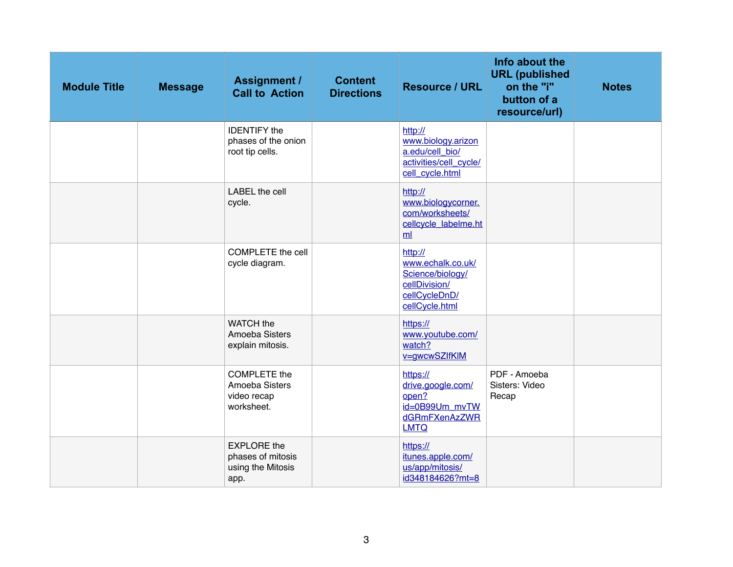| Module Title | Message | Assignment / Call to Action | Content Directions | Resource / URL | Info about the URL (published on the "i" button of a resource/url) | Notes |
|---|---|---|---|---|---|---|
| | | IDENTIFY the phases of the onion root tip cells. | | http://www.biology.arizona.edu/cell_bio/activities/cell_cycle/cell_cycle.html | | |
| | | LABEL the cell cycle. | | http://www.biologycorner.com/worksheets/cellcycle_labelme.html | | |
| | | COMPLETE the cell cycle diagram. | | http://www.echalk.co.uk/Science/biology/cellDivision/cellCycleDnD/cellCycle.html | | |
| | | WATCH the Amoeba Sisters explain mitosis. | | https://www.youtube.com/watch?v=gwcwSZIfKlM | | |
| | | COMPLETE the Amoeba Sisters video recap worksheet. | | https://drive.google.com/open?id=0B99Um_mvTWdGRmFXenAzZWRLMTQ | PDF - Amoeba Sisters: Video Recap | |
| | | EXPLORE the phases of mitosis using the Mitosis app. | | https://itunes.apple.com/us/app/mitosis/id348184626?mt=8 | | |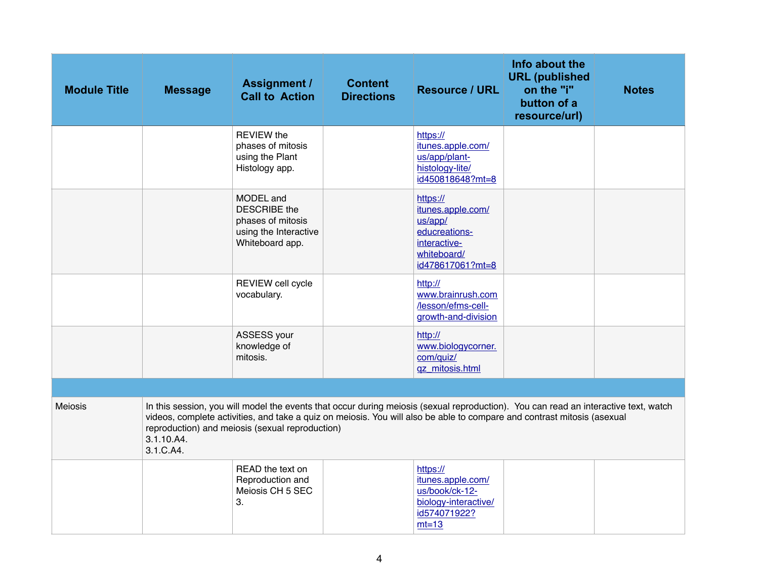| Module Title | Message | Assignment / Call to Action | Content Directions | Resource / URL | Info about the URL (published on the "i" button of a resource/url) | Notes |
|---|---|---|---|---|---|---|
| | | REVIEW the phases of mitosis using the Plant Histology app. | | https://itunes.apple.com/us/app/plant-histology-lite/id450818648?mt=8 | | |
| | | MODEL and DESCRIBE the phases of mitosis using the Interactive Whiteboard app. | | https://itunes.apple.com/us/app/educreations-interactive-whiteboard/id478617061?mt=8 | | |
| | | REVIEW cell cycle vocabulary. | | http://www.brainrush.com/lesson/efms-cell-growth-and-division | | |
| | | ASSESS your knowledge of mitosis. | | http://www.biologycorner.com/quiz/qz_mitosis.html | | |
| | | | | | | |
| Meiosis | In this session, you will model the events that occur during meiosis (sexual reproduction). You can read an interactive text, watch videos, complete activities, and take a quiz on meiosis. You will also be able to compare and contrast mitosis (asexual reproduction) and meiosis (sexual reproduction) 3.1.10.A4. 3.1.C.A4. | | | | | |
| | | READ the text on Reproduction and Meiosis CH 5 SEC 3. | | https://itunes.apple.com/us/book/ck-12-biology-interactive/id574071922?mt=13 | | |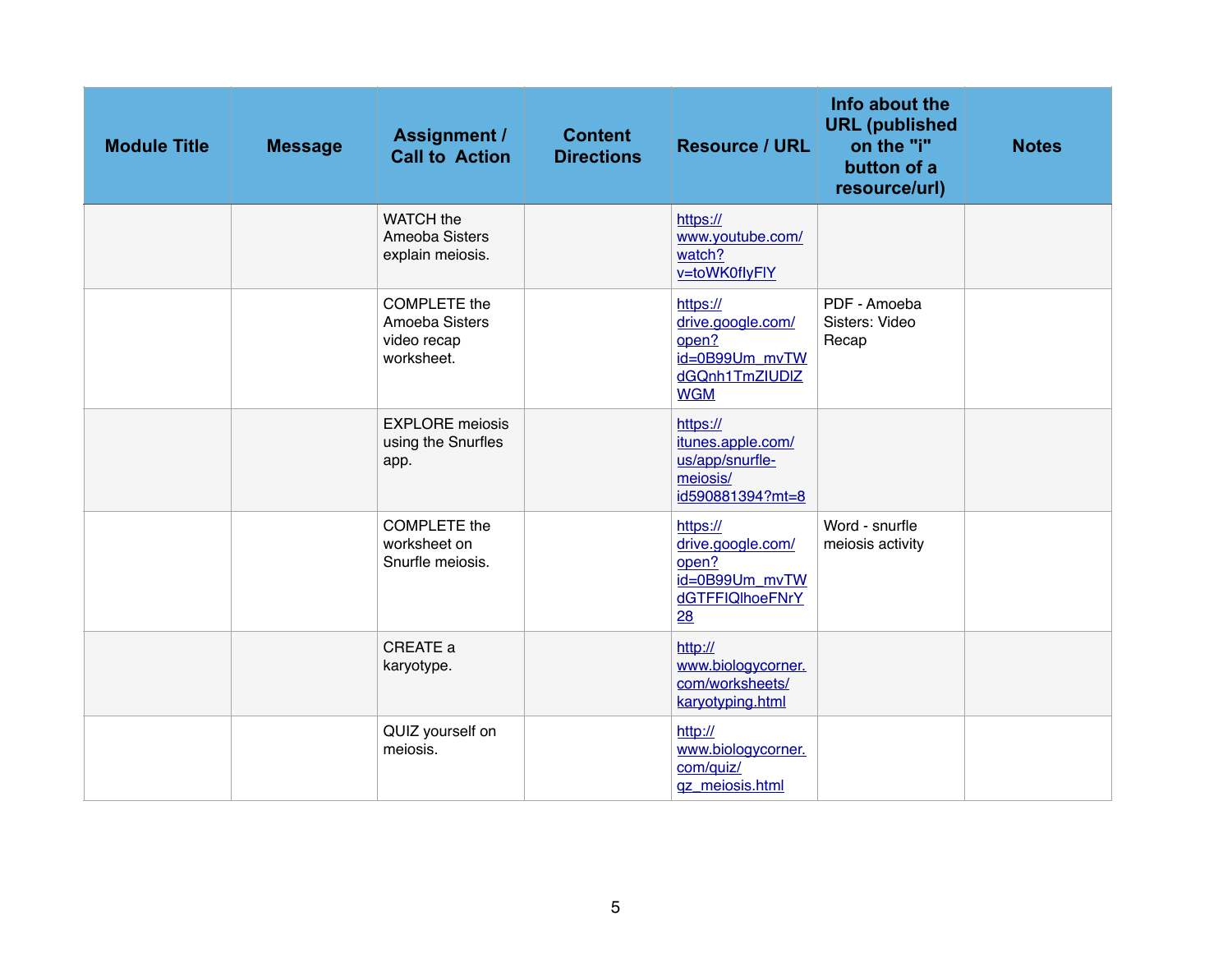| Module Title | Message | Assignment / Call to Action | Content Directions | Resource / URL | Info about the URL (published on the "i" button of a resource/url) | Notes |
|---|---|---|---|---|---|---|
| | | WATCH the Ameoba Sisters explain meiosis. | | https://www.youtube.com/watch?v=toWK0fIyFlY | | |
| | | COMPLETE the Amoeba Sisters video recap worksheet. | | https://drive.google.com/open?id=0B99Um_mvTWdGQnh1TmZIUDlZWGM | PDF - Amoeba Sisters: Video Recap | |
| | | EXPLORE meiosis using the Snurfles app. | | https://itunes.apple.com/us/app/snurfle-meiosis/id590881394?mt=8 | | |
| | | COMPLETE the worksheet on Snurfle meiosis. | | https://drive.google.com/open?id=0B99Um_mvTWdGTFFIQlhoeFNrY28 | Word - snurfle meiosis activity | |
| | | CREATE a karyotype. | | http://www.biologycorner.com/worksheets/karyotyping.html | | |
| | | QUIZ yourself on meiosis. | | http://www.biologycorner.com/quiz/qz_meiosis.html | | |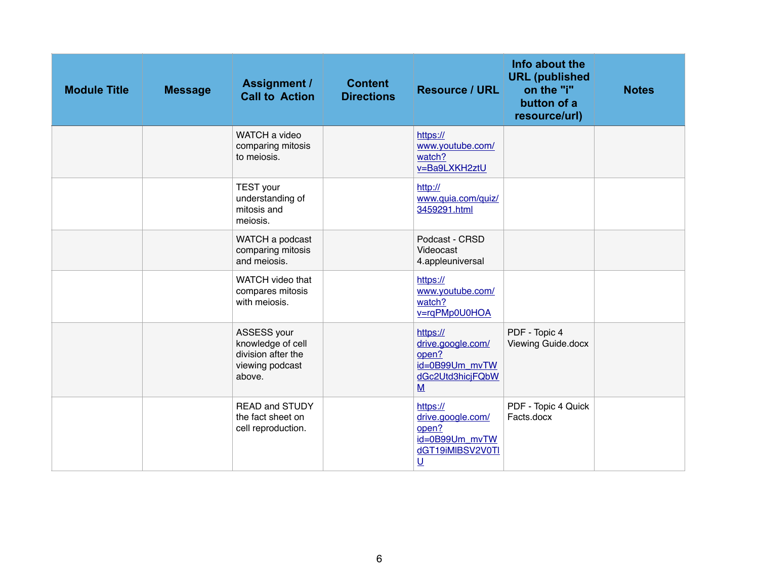| Module Title | Message | Assignment / Call to Action | Content Directions | Resource / URL | Info about the URL (published on the "i" button of a resource/url) | Notes |
|---|---|---|---|---|---|---|
| | | WATCH a video comparing mitosis to meiosis. | | https://www.youtube.com/watch?v=Ba9LXKH2ztU | | |
| | | TEST your understanding of mitosis and meiosis. | | http://www.quia.com/quiz/3459291.html | | |
| | | WATCH a podcast comparing mitosis and meiosis. | | Podcast - CRSD Videocast 4.appleuniversal | | |
| | | WATCH video that compares mitosis with meiosis. | | https://www.youtube.com/watch?v=rqPMp0U0HOA | | |
| | | ASSESS your knowledge of cell division after the viewing podcast above. | | https://drive.google.com/open?id=0B99Um_mvTWdGc2Utd3hicjFQbWM | PDF - Topic 4 Viewing Guide.docx | |
| | | READ and STUDY the fact sheet on cell reproduction. | | https://drive.google.com/open?id=0B99Um_mvTWdGT19iMlBSV2V0TlU | PDF - Topic 4 Quick Facts.docx | |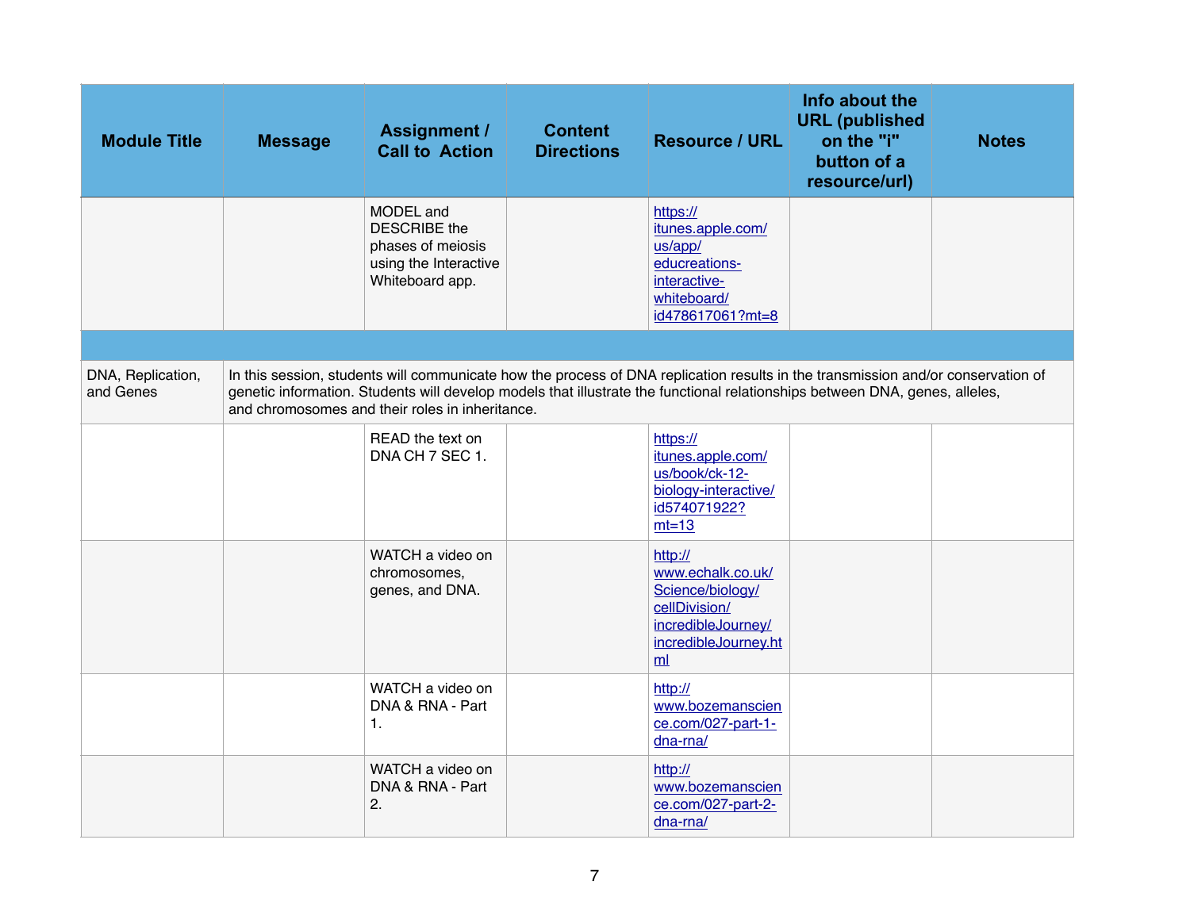| Module Title | Message | Assignment / Call to Action | Content Directions | Resource / URL | Info about the URL (published on the "i" button of a resource/url) | Notes |
|---|---|---|---|---|---|---|
| | | MODEL and DESCRIBE the phases of meiosis using the Interactive Whiteboard app. | | https://itunes.apple.com/us/app/educreations-interactive-whiteboard/id478617061?mt=8 | | |
| | | | | | | |
| DNA, Replication, and Genes | In this session, students will communicate how the process of DNA replication results in the transmission and/or conservation of genetic information. Students will develop models that illustrate the functional relationships between DNA, genes, alleles, and chromosomes and their roles in inheritance. | | | | | |
| | | READ the text on DNA CH 7 SEC 1. | | https://itunes.apple.com/us/book/ck-12-biology-interactive/id574071922?mt=13 | | |
| | | WATCH a video on chromosomes, genes, and DNA. | | http://www.echalk.co.uk/Science/biology/cellDivision/incredibleJourney/incredibleJourney.html | | |
| | | WATCH a video on DNA & RNA - Part 1. | | http://www.bozemanscience.com/027-part-1-dna-rna/ | | |
| | | WATCH a video on DNA & RNA - Part 2. | | http://www.bozemanscience.com/027-part-2-dna-rna/ | | |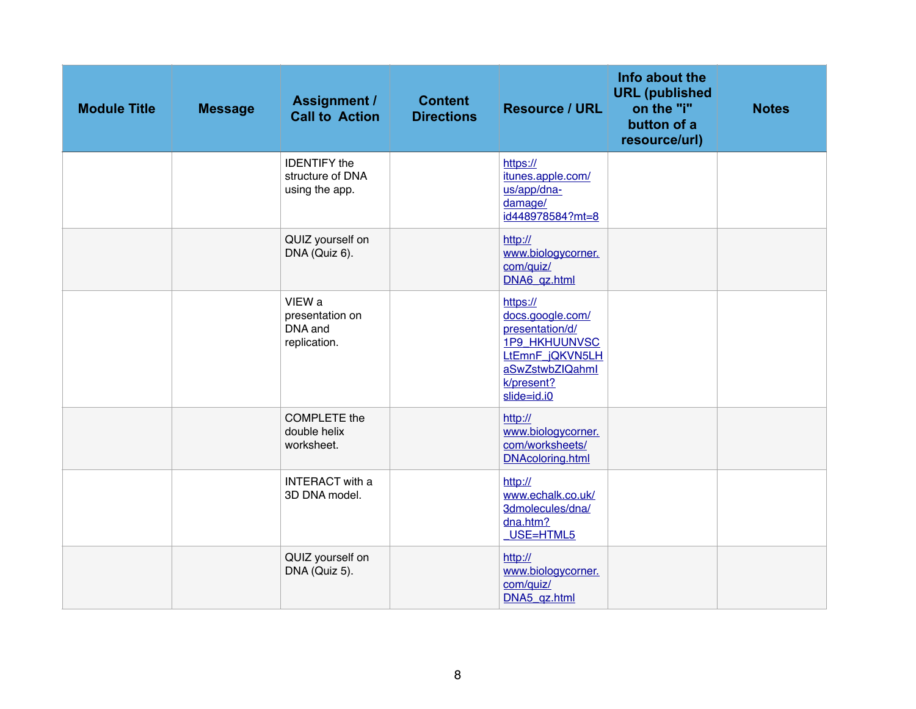| Module Title | Message | Assignment / Call to Action | Content Directions | Resource / URL | Info about the URL (published on the "i" button of a resource/url) | Notes |
| --- | --- | --- | --- | --- | --- | --- |
| | | IDENTIFY the structure of DNA using the app. | | https://itunes.apple.com/us/app/dna-damage/id448978584?mt=8 | | |
| | | QUIZ yourself on DNA (Quiz 6). | | http://www.biologycorner.com/quiz/DNA6_qz.html | | |
| | | VIEW a presentation on DNA and replication. | | https://docs.google.com/presentation/d/1P9_HKHUUNVSCLtEmnF_jQKVN5LHaSwZstwbZIQahmIk/present?slide=id.i0 | | |
| | | COMPLETE the double helix worksheet. | | http://www.biologycorner.com/worksheets/DNAcoloring.html | | |
| | | INTERACT with a 3D DNA model. | | http://www.echalk.co.uk/3dmolecules/dna/dna.htm?_USE=HTML5 | | |
| | | QUIZ yourself on DNA (Quiz 5). | | http://www.biologycorner.com/quiz/DNA5_qz.html | | |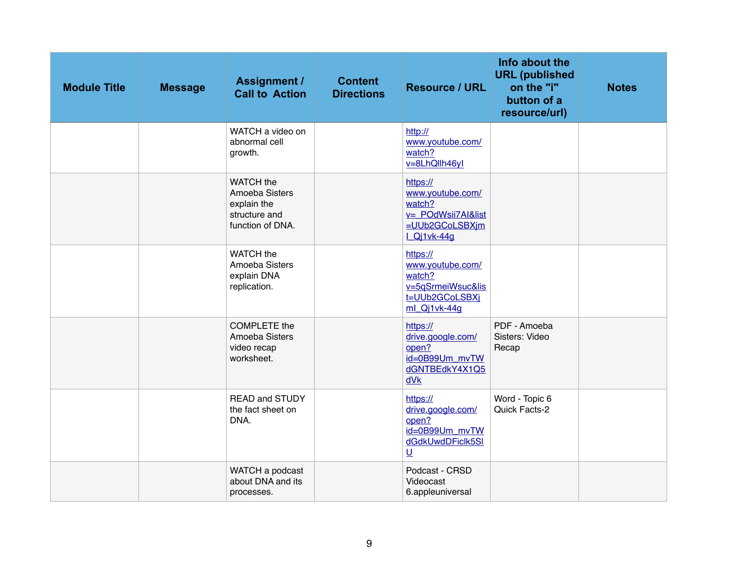| Module Title | Message | Assignment / Call to Action | Content Directions | Resource / URL | Info about the URL (published on the "i" button of a resource/url) | Notes |
|---|---|---|---|---|---|---|
| | | WATCH a video on abnormal cell growth. | | http://www.youtube.com/watch?v=8LhQlIh46yI | | |
| | | WATCH the Amoeba Sisters explain the structure and function of DNA. | | https://www.youtube.com/watch?v=_POdWsii7AI&list=UUb2GCoLSBXjmI_Qj1vk-44g | | |
| | | WATCH the Amoeba Sisters explain DNA replication. | | https://www.youtube.com/watch?v=5qSrmeiWsuc&list=UUb2GCoLSBXjmI_Qj1vk-44g | | |
| | | COMPLETE the Amoeba Sisters video recap worksheet. | | https://drive.google.com/open?id=0B99Um_mvTWdGNTBEdkY4X1Q5dVk | PDF - Amoeba Sisters: Video Recap | |
| | | READ and STUDY the fact sheet on DNA. | | https://drive.google.com/open?id=0B99Um_mvTWdGdkUwdDFiclk5SlU | Word - Topic 6 Quick Facts-2 | |
| | | WATCH a podcast about DNA and its processes. | | Podcast - CRSD Videocast 6.appleuniversal | | |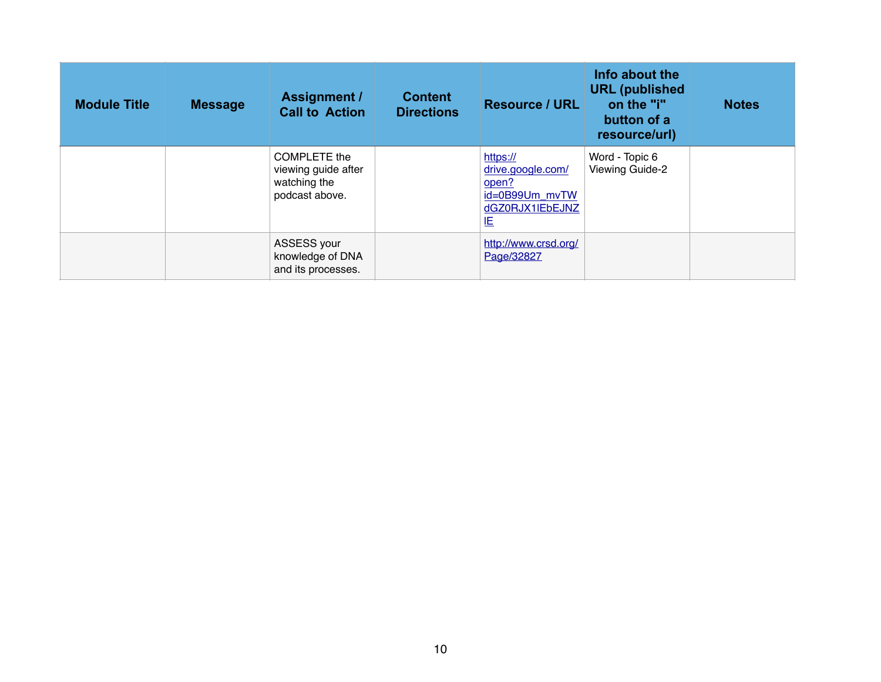| Module Title | Message | Assignment / Call to Action | Content Directions | Resource / URL | Info about the URL (published on the "i" button of a resource/url) | Notes |
|---|---|---|---|---|---|---|
| | | COMPLETE the viewing guide after watching the podcast above. | | https://drive.google.com/open?id=0B99Um_mvTWdGZ0RJX1lEbEJNZlE | Word - Topic 6 Viewing Guide-2 | |
| | | ASSESS your knowledge of DNA and its processes. | | http://www.crsd.org/Page/32827 | | |